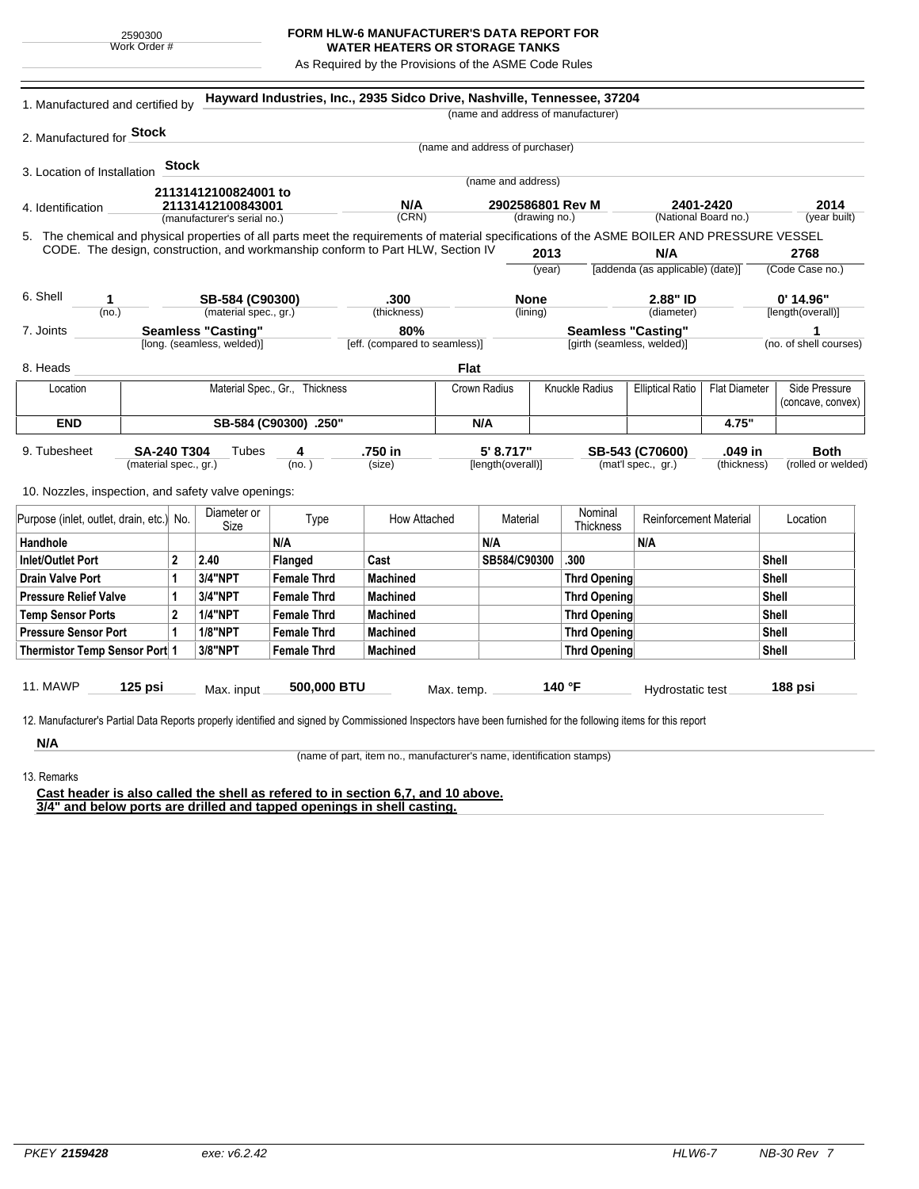2590300
Work Order #

# FORM HLW-6 MANUFACTURER'S DATA REPORT FOR WATER HEATERS OR STORAGE TANKS

As Required by the Provisions of the ASME Code Rules

1. Manufactured and certified by **Hayward Industries, Inc., 2935 Sidco Drive, Nashville, Tennessee, 37204**
(name and address of manufacturer)

2. Manufactured for **Stock**
(name and address of purchaser)

3. Location of Installation **Stock**
(name and address)

4. Identification

| | | | | |
|---|---|---|---|---|
| **21131412100824001 to 21131412100843001** | **N/A** | **2902586801 Rev M** | **2401-2420** | **2014** |
| (manufacturer's serial no.) | (CRN) | (drawing no.) | (National Board no.) | (year built) |

5. The chemical and physical properties of all parts meet the requirements of material specifications of the ASME BOILER AND PRESSURE VESSEL CODE. The design, construction, and workmanship conform to Part HLW, Section IV **2013** (year) **N/A** [addenda (as applicable) (date)] **2768** (Code Case no.)

6. Shell

| | | | | | |
|---|---|---|---|---|---|
| **1** | **SB-584 (C90300)** | **.300** | **None** | **2.88" ID** | **0' 14.96"** |
| (no.) | (material spec., gr.) | (thickness) | (lining) | (diameter) | [length(overall)] |

7. Joints

| | | | |
|---|---|---|---|
| **Seamless "Casting"** | **80%** | **Seamless "Casting"** | **1** |
| [long. (seamless, welded)] | [eff. (compared to seamless)] | [girth (seamless, welded)] | (no. of shell courses) |

8. Heads **Flat**

| Location | Material Spec., Gr., Thickness | Crown Radius | Knuckle Radius | Elliptical Ratio | Flat Diameter | Side Pressure (concave, convex) |
|---|---|---|---|---|---|---|
| **END** | **SB-584 (C90300) .250"** | **N/A** | | | **4.75"** | |

9. Tubesheet

| | | | | | | | |
|---|---|---|---|---|---|---|---|
| **SA-240 T304** | Tubes | **4** | **.750 in** | **5' 8.717"** | **SB-543 (C70600)** | **.049 in** | **Both** |
| (material spec., gr.) | | (no. ) | (size) | [length(overall)] | (mat'l spec., gr.) | (thickness) | (rolled or welded) |

10. Nozzles, inspection, and safety valve openings:

| Purpose (inlet, outlet, drain, etc.) | No. | Diameter or Size | Type | How Attached | Material | Nominal Thickness | Reinforcement Material | Location |
|---|---|---|---|---|---|---|---|---|
| **Handhole** | | | **N/A** | | **N/A** | | **N/A** | |
| **Inlet/Outlet Port** | **2** | **2.40** | **Flanged** | **Cast** | **SB584/C90300** | **.300** | | **Shell** |
| **Drain Valve Port** | **1** | **3/4"NPT** | **Female Thrd** | **Machined** | | **Thrd Opening** | | **Shell** |
| **Pressure Relief Valve** | **1** | **3/4"NPT** | **Female Thrd** | **Machined** | | **Thrd Opening** | | **Shell** |
| **Temp Sensor Ports** | **2** | **1/4"NPT** | **Female Thrd** | **Machined** | | **Thrd Opening** | | **Shell** |
| **Pressure Sensor Port** | **1** | **1/8"NPT** | **Female Thrd** | **Machined** | | **Thrd Opening** | | **Shell** |
| **Thermistor Temp Sensor Port** | **1** | **3/8"NPT** | **Female Thrd** | **Machined** | | **Thrd Opening** | | **Shell** |

11. MAWP **125 psi** Max. input **500,000 BTU** Max. temp. **140 °F** Hydrostatic test **188 psi**

12. Manufacturer's Partial Data Reports properly identified and signed by Commissioned Inspectors have been furnished for the following items for this report

**N/A**
(name of part, item no., manufacturer's name, identification stamps)

13. Remarks

**Cast header is also called the shell as refered to in section 6,7, and 10 above.**
**3/4" and below ports are drilled and tapped openings in shell casting.**

PKEY *2159428* exe: v6.2.42 HLW6-7 NB-30 Rev 7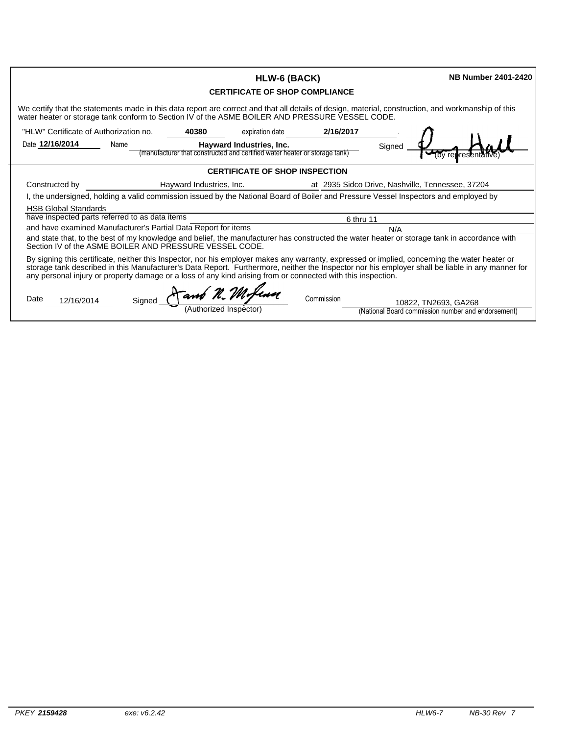# HLW-6 (BACK)

**NB Number 2401-2420**

## CERTIFICATE OF SHOP COMPLIANCE

We certify that the statements made in this data report are correct and that all details of design, material, construction, and workmanship of this water heater or storage tank conform to Section IV of the ASME BOILER AND PRESSURE VESSEL CODE.

"HLW" Certificate of Authorization no. **40380** expiration date **2/16/2017** .

Date **12/16/2014** Name **Hayward Industries, Inc.** (manufacturer that constructed and certified water heater or storage tank) Signed (by representative)

## CERTIFICATE OF SHOP INSPECTION

Constructed by Hayward Industries, Inc. at 2935 Sidco Drive, Nashville, Tennessee, 37204

I, the undersigned, holding a valid commission issued by the National Board of Boiler and Pressure Vessel Inspectors and employed by HSB Global Standards

have inspected parts referred to as data items 6 thru 11

and have examined Manufacturer's Partial Data Report for items N/A

and state that, to the best of my knowledge and belief, the manufacturer has constructed the water heater or storage tank in accordance with Section IV of the ASME BOILER AND PRESSURE VESSEL CODE.

By signing this certificate, neither this Inspector, nor his employer makes any warranty, expressed or implied, concerning the water heater or storage tank described in this Manufacturer's Data Report. Furthermore, neither the Inspector nor his employer shall be liable in any manner for any personal injury or property damage or a loss of any kind arising from or connected with this inspection.

Date 12/16/2014 Signed (Authorized Inspector) Commission 10822, TN2693, GA268 (National Board commission number and endorsement)

*PKEY* ***2159428*** *exe: v6.2.42* *HLW6-7* *NB-30 Rev 7*